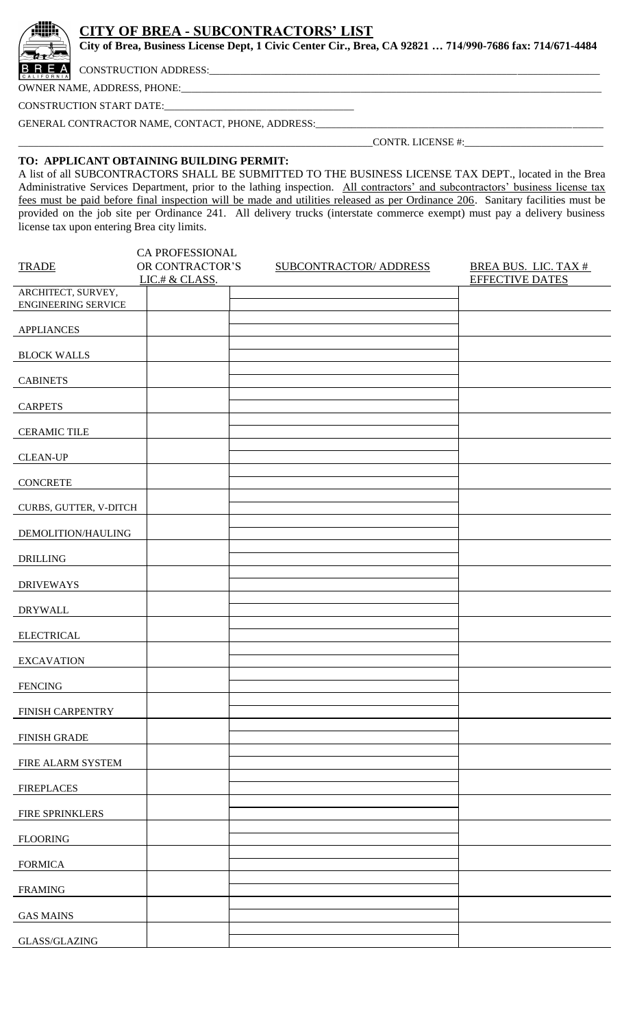# CITY OF BREA - SUBCONTRACTORS' LIST

**City of Brea, Business License Dept, 1 Civic Center Cir., Brea, CA 92821 … 714/990-7686 fax: 714/671-4484**

CONSTRUCTION ADDRESS:\_\_\_\_\_\_\_\_\_\_\_\_\_\_\_\_\_\_\_\_\_\_\_\_\_\_\_\_\_\_\_\_\_\_\_\_\_\_\_\_

OWNER NAME, ADDRESS, PHONE:\_\_\_\_\_\_\_\_\_\_\_\_\_\_\_\_\_\_\_\_\_\_\_\_\_\_\_\_\_\_\_\_\_\_\_\_\_\_\_\_

CONSTRUCTION START DATE:\_\_\_\_\_\_\_\_\_\_\_\_\_\_\_\_\_\_\_\_\_\_\_\_

GENERAL CONTRACTOR NAME, CONTACT, PHONE, ADDRESS:\_\_\_\_\_\_\_\_\_\_\_\_\_\_\_\_\_\_\_\_\_\_\_\_\_\_\_\_\_\_\_\_

\_\_\_\_\_\_\_\_\_\_\_\_\_\_\_\_\_\_\_\_\_\_\_\_\_\_\_\_\_\_\_\_\_\_\_\_\_\_\_\_CONTR. LICENSE #:\_\_\_\_\_\_\_\_\_\_\_\_\_\_\_\_\_\_\_\_

**TO: APPLICANT OBTAINING BUILDING PERMIT:**

A list of all SUBCONTRACTORS SHALL BE SUBMITTED TO THE BUSINESS LICENSE TAX DEPT., located in the Brea Administrative Services Department, prior to the lathing inspection. <u>All contractors' and subcontractors' business license tax fees must be paid before final inspection will be made and utilities released as per Ordinance 206</u>. Sanitary facilities must be provided on the job site per Ordinance 241. All delivery trucks (interstate commerce exempt) must pay a delivery business license tax upon entering Brea city limits.

| TRADE | CA PROFESSIONAL OR CONTRACTOR'S LIC.# & CLASS. | SUBCONTRACTOR/ ADDRESS | BREA BUS. LIC. TAX # EFFECTIVE DATES |
|---|---|---|---|
| ARCHITECT, SURVEY, ENGINEERING SERVICE | | | |
| APPLIANCES | | | |
| BLOCK WALLS | | | |
| CABINETS | | | |
| CARPETS | | | |
| CERAMIC TILE | | | |
| CLEAN-UP | | | |
| CONCRETE | | | |
| CURBS, GUTTER, V-DITCH | | | |
| DEMOLITION/HAULING | | | |
| DRILLING | | | |
| DRIVEWAYS | | | |
| DRYWALL | | | |
| ELECTRICAL | | | |
| EXCAVATION | | | |
| FENCING | | | |
| FINISH CARPENTRY | | | |
| FINISH GRADE | | | |
| FIRE ALARM SYSTEM | | | |
| FIREPLACES | | | |
| FIRE SPRINKLERS | | | |
| FLOORING | | | |
| FORMICA | | | |
| FRAMING | | | |
| GAS MAINS | | | |
| GLASS/GLAZING | | | |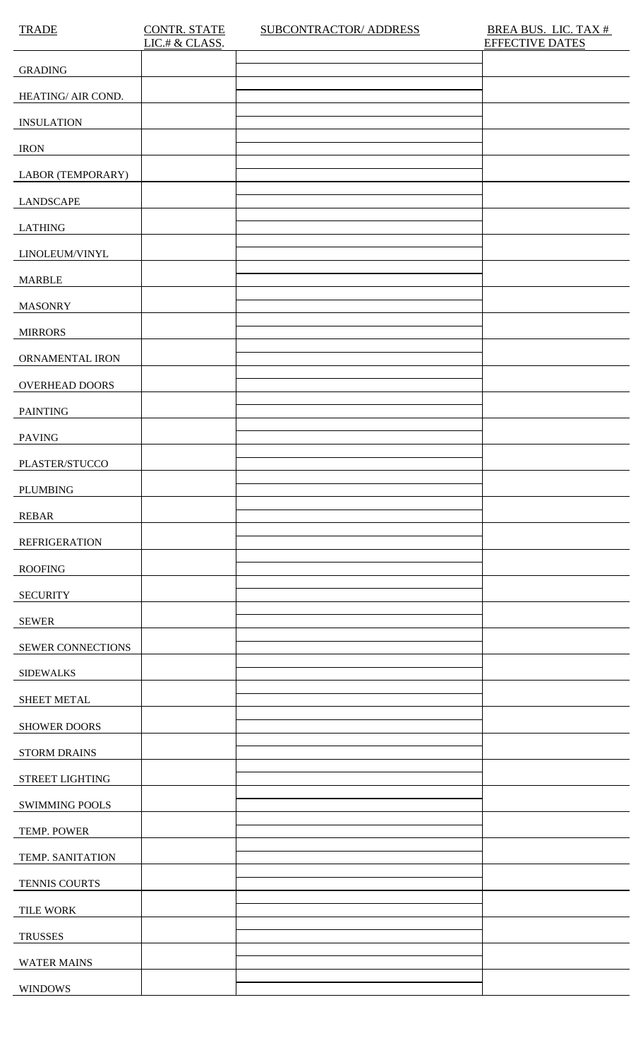| TRADE | CONTR. STATE LIC.# & CLASS. | SUBCONTRACTOR/ ADDRESS | BREA BUS. LIC. TAX # EFFECTIVE DATES |
|---|---|---|---|
| GRADING | | | |
| HEATING/ AIR COND. | | | |
| INSULATION | | | |
| IRON | | | |
| LABOR (TEMPORARY) | | | |
| LANDSCAPE | | | |
| LATHING | | | |
| LINOLEUM/VINYL | | | |
| MARBLE | | | |
| MASONRY | | | |
| MIRRORS | | | |
| ORNAMENTAL IRON | | | |
| OVERHEAD DOORS | | | |
| PAINTING | | | |
| PAVING | | | |
| PLASTER/STUCCO | | | |
| PLUMBING | | | |
| REBAR | | | |
| REFRIGERATION | | | |
| ROOFING | | | |
| SECURITY | | | |
| SEWER | | | |
| SEWER CONNECTIONS | | | |
| SIDEWALKS | | | |
| SHEET METAL | | | |
| SHOWER DOORS | | | |
| STORM DRAINS | | | |
| STREET LIGHTING | | | |
| SWIMMING POOLS | | | |
| TEMP. POWER | | | |
| TEMP. SANITATION | | | |
| TENNIS COURTS | | | |
| TILE WORK | | | |
| TRUSSES | | | |
| WATER MAINS | | | |
| WINDOWS | | | |